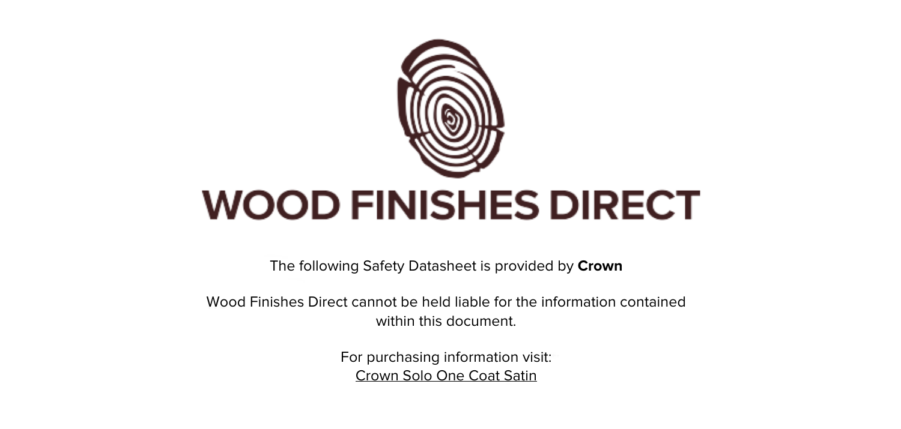# WOOD FINISHES DIRECT

The following Safety Datasheet is provided by **Crown**

Wood Finishes Direct cannot be held liable for the information contained within this document.

For purchasing information visit:
Crown Solo One Coat Satin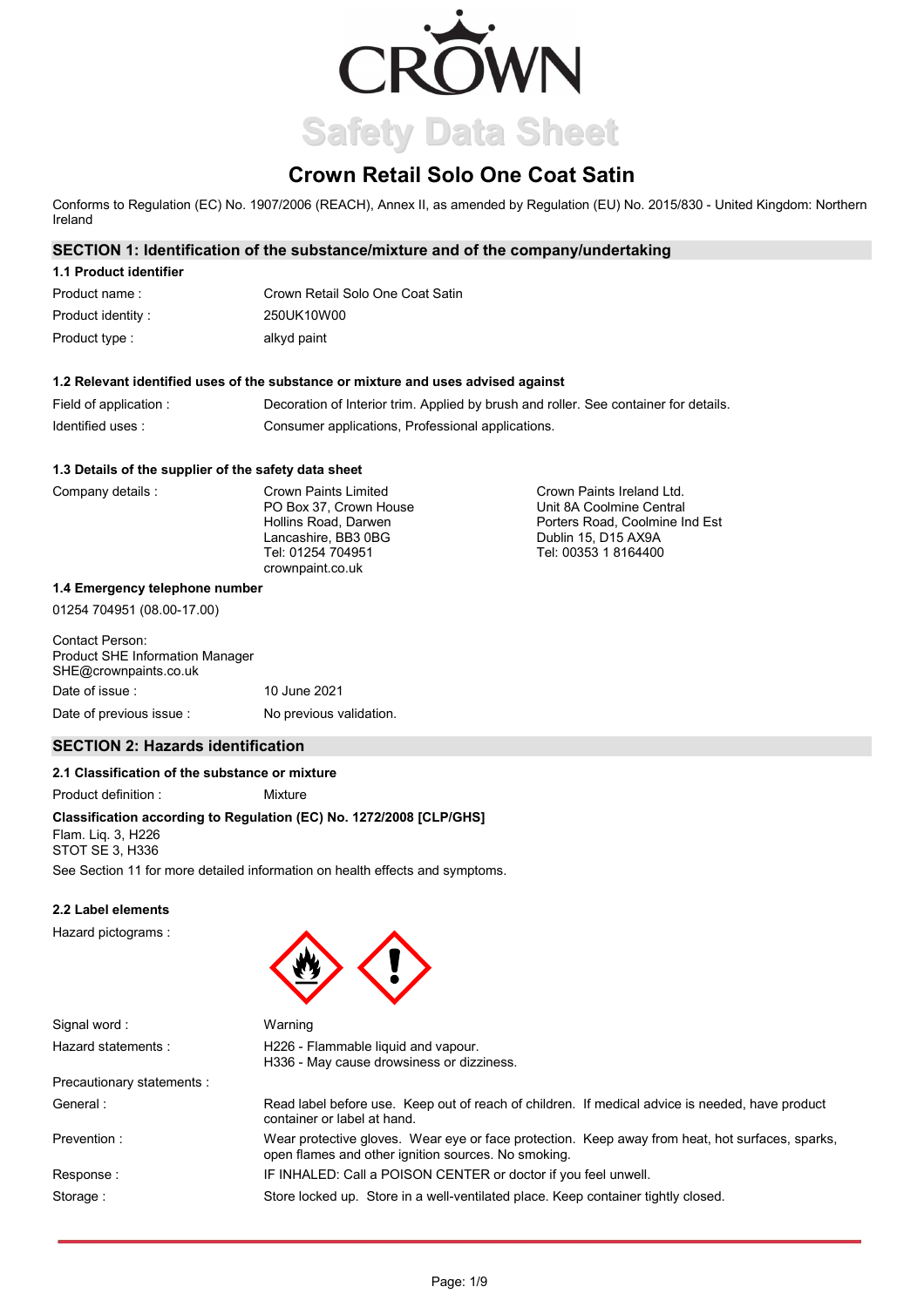# CROWN

## Safety Data Sheet

# Crown Retail Solo One Coat Satin

Conforms to Regulation (EC) No. 1907/2006 (REACH), Annex II, as amended by Regulation (EU) No. 2015/830 - United Kingdom: Northern Ireland

## SECTION 1: Identification of the substance/mixture and of the company/undertaking

### 1.1 Product identifier

| | |
|---|---|
| Product name : | Crown Retail Solo One Coat Satin |
| Product identity : | 250UK10W00 |
| Product type : | alkyd paint |

### 1.2 Relevant identified uses of the substance or mixture and uses advised against

| | |
|---|---|
| Field of application : | Decoration of Interior trim. Applied by brush and roller. See container for details. |
| Identified uses : | Consumer applications, Professional applications. |

### 1.3 Details of the supplier of the safety data sheet

Company details :

Crown Paints Limited
PO Box 37, Crown House
Hollins Road, Darwen
Lancashire, BB3 0BG
Tel: 01254 704951
crownpaint.co.uk

Crown Paints Ireland Ltd.
Unit 8A Coolmine Central
Porters Road, Coolmine Ind Est
Dublin 15, D15 AX9A
Tel: 00353 1 8164400

### 1.4 Emergency telephone number

01254 704951 (08.00-17.00)

Contact Person:
Product SHE Information Manager
SHE@crownpaints.co.uk

| | |
|---|---|
| Date of issue : | 10 June 2021 |
| Date of previous issue : | No previous validation. |

## SECTION 2: Hazards identification

### 2.1 Classification of the substance or mixture

Product definition : Mixture

**Classification according to Regulation (EC) No. 1272/2008 [CLP/GHS]**

Flam. Liq. 3, H226
STOT SE 3, H336

See Section 11 for more detailed information on health effects and symptoms.

### 2.2 Label elements

Hazard pictograms :

| | |
|---|---|
| Signal word : | Warning |
| Hazard statements : | H226 - Flammable liquid and vapour.<br>H336 - May cause drowsiness or dizziness. |
| Precautionary statements : | |
| General : | Read label before use. Keep out of reach of children. If medical advice is needed, have product container or label at hand. |
| Prevention : | Wear protective gloves. Wear eye or face protection. Keep away from heat, hot surfaces, sparks, open flames and other ignition sources. No smoking. |
| Response : | IF INHALED: Call a POISON CENTER or doctor if you feel unwell. |
| Storage : | Store locked up. Store in a well-ventilated place. Keep container tightly closed. |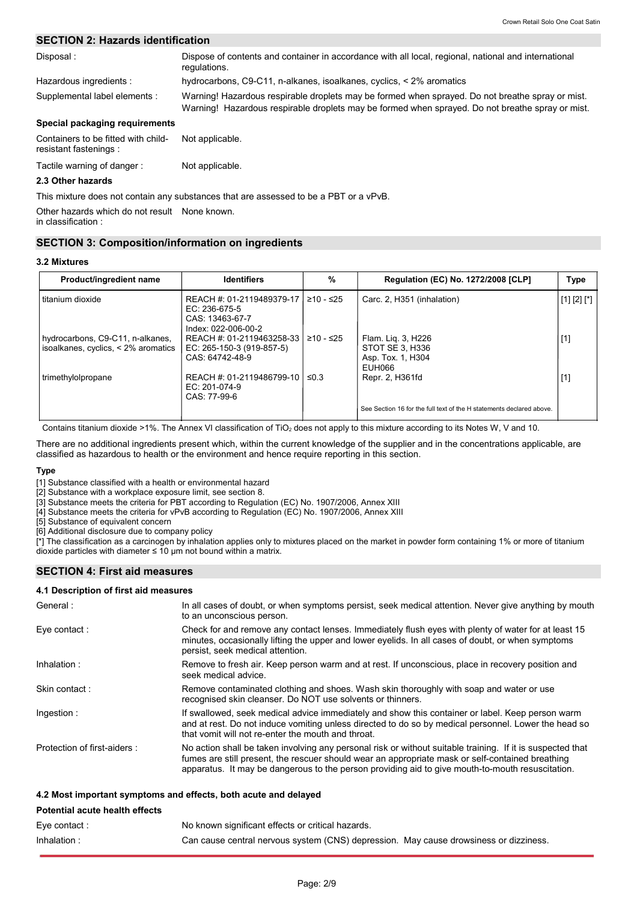## SECTION 2: Hazards identification

| | |
|---|---|
| Disposal : | Dispose of contents and container in accordance with all local, regional, national and international regulations. |
| Hazardous ingredients : | hydrocarbons, C9-C11, n-alkanes, isoalkanes, cyclics, < 2% aromatics |
| Supplemental label elements : | Warning! Hazardous respirable droplets may be formed when sprayed. Do not breathe spray or mist. Warning! Hazardous respirable droplets may be formed when sprayed. Do not breathe spray or mist. |

**Special packaging requirements**

| | |
|---|---|
| Containers to be fitted with child-resistant fastenings : | Not applicable. |
| Tactile warning of danger : | Not applicable. |

### 2.3 Other hazards

This mixture does not contain any substances that are assessed to be a PBT or a vPvB.

| | |
|---|---|
| Other hazards which do not result in classification : | None known. |

## SECTION 3: Composition/information on ingredients

### 3.2 Mixtures

| Product/ingredient name | Identifiers | % | Regulation (EC) No. 1272/2008 [CLP] | Type |
|---|---|---|---|---|
| titanium dioxide | REACH #: 01-2119489379-17<br>EC: 236-675-5<br>CAS: 13463-67-7<br>Index: 022-006-00-2 | ≥10 - ≤25 | Carc. 2, H351 (inhalation) | [1] [2] [*] |
| hydrocarbons, C9-C11, n-alkanes, isoalkanes, cyclics, < 2% aromatics | REACH #: 01-2119463258-33<br>EC: 265-150-3 (919-857-5)<br>CAS: 64742-48-9 | ≥10 - ≤25 | Flam. Liq. 3, H226<br>STOT SE 3, H336<br>Asp. Tox. 1, H304<br>EUH066 | [1] |
| trimethylolpropane | REACH #: 01-2119486799-10<br>EC: 201-074-9<br>CAS: 77-99-6 | ≤0.3 | Repr. 2, H361fd | [1] |
| | | | See Section 16 for the full text of the H statements declared above. | |

Contains titanium dioxide >1%. The Annex VI classification of $TiO_2$ does not apply to this mixture according to its Notes W, V and 10.

There are no additional ingredients present which, within the current knowledge of the supplier and in the concentrations applicable, are classified as hazardous to health or the environment and hence require reporting in this section.

**Type**

[1] Substance classified with a health or environmental hazard
[2] Substance with a workplace exposure limit, see section 8.
[3] Substance meets the criteria for PBT according to Regulation (EC) No. 1907/2006, Annex XIII
[4] Substance meets the criteria for vPvB according to Regulation (EC) No. 1907/2006, Annex XIII
[5] Substance of equivalent concern
[6] Additional disclosure due to company policy
[*] The classification as a carcinogen by inhalation applies only to mixtures placed on the market in powder form containing 1% or more of titanium dioxide particles with diameter ≤ 10 μm not bound within a matrix.

## SECTION 4: First aid measures

### 4.1 Description of first aid measures

| | |
|---|---|
| General : | In all cases of doubt, or when symptoms persist, seek medical attention. Never give anything by mouth to an unconscious person. |
| Eye contact : | Check for and remove any contact lenses. Immediately flush eyes with plenty of water for at least 15 minutes, occasionally lifting the upper and lower eyelids. In all cases of doubt, or when symptoms persist, seek medical attention. |
| Inhalation : | Remove to fresh air. Keep person warm and at rest. If unconscious, place in recovery position and seek medical advice. |
| Skin contact : | Remove contaminated clothing and shoes. Wash skin thoroughly with soap and water or use recognised skin cleanser. Do NOT use solvents or thinners. |
| Ingestion : | If swallowed, seek medical advice immediately and show this container or label. Keep person warm and at rest. Do not induce vomiting unless directed to do so by medical personnel. Lower the head so that vomit will not re-enter the mouth and throat. |
| Protection of first-aiders : | No action shall be taken involving any personal risk or without suitable training. If it is suspected that fumes are still present, the rescuer should wear an appropriate mask or self-contained breathing apparatus. It may be dangerous to the person providing aid to give mouth-to-mouth resuscitation. |

### 4.2 Most important symptoms and effects, both acute and delayed

**Potential acute health effects**

| | |
|---|---|
| Eye contact : | No known significant effects or critical hazards. |
| Inhalation : | Can cause central nervous system (CNS) depression. May cause drowsiness or dizziness. |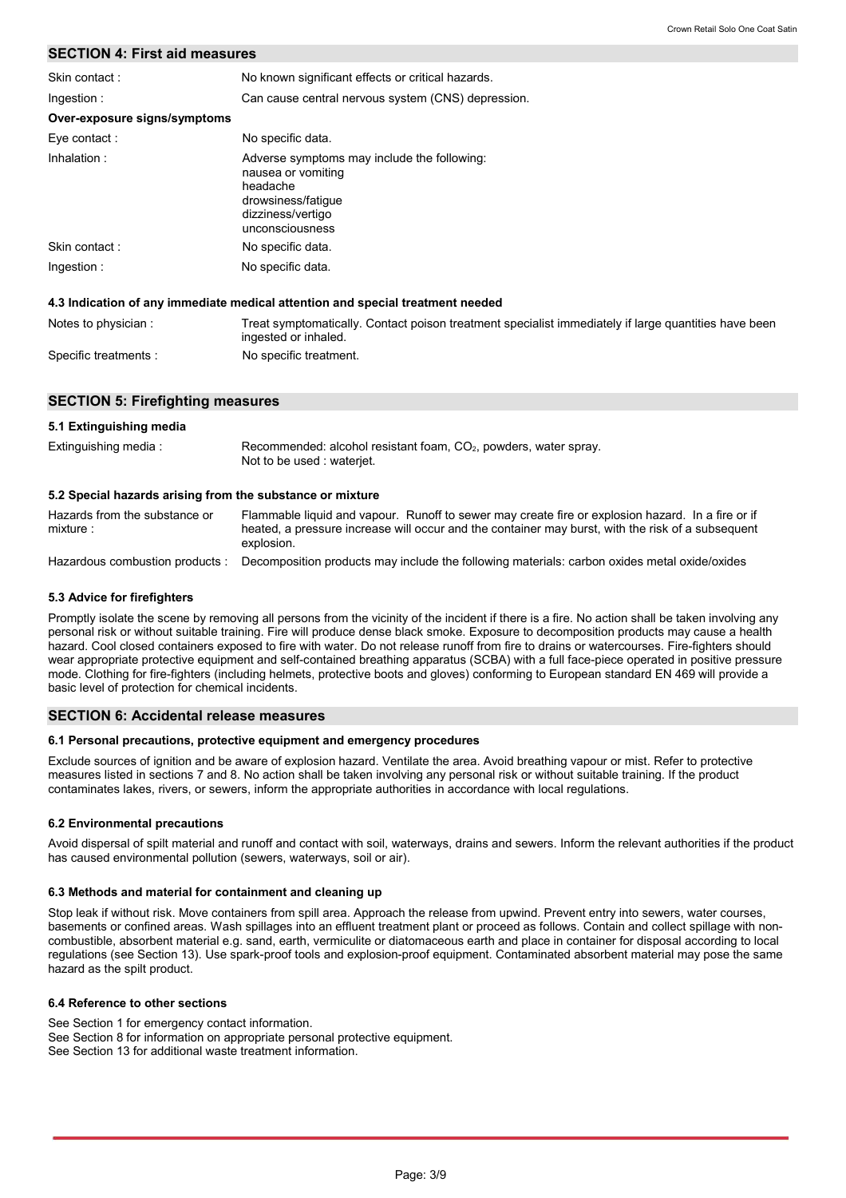## SECTION 4: First aid measures

| | |
|---|---|
| Skin contact : | No known significant effects or critical hazards. |
| Ingestion : | Can cause central nervous system (CNS) depression. |

**Over-exposure signs/symptoms**

| | |
|---|---|
| Eye contact : | No specific data. |
| Inhalation : | Adverse symptoms may include the following:<br>nausea or vomiting<br>headache<br>drowsiness/fatigue<br>dizziness/vertigo<br>unconsciousness |
| Skin contact : | No specific data. |
| Ingestion : | No specific data. |

### 4.3 Indication of any immediate medical attention and special treatment needed

| | |
|---|---|
| Notes to physician : | Treat symptomatically. Contact poison treatment specialist immediately if large quantities have been ingested or inhaled. |
| Specific treatments : | No specific treatment. |

## SECTION 5: Firefighting measures

### 5.1 Extinguishing media

| | |
|---|---|
| Extinguishing media : | Recommended: alcohol resistant foam, $CO_2$, powders, water spray.<br>Not to be used : waterjet. |

### 5.2 Special hazards arising from the substance or mixture

| | |
|---|---|
| Hazards from the substance or mixture : | Flammable liquid and vapour. Runoff to sewer may create fire or explosion hazard. In a fire or if heated, a pressure increase will occur and the container may burst, with the risk of a subsequent explosion. |
| Hazardous combustion products : | Decomposition products may include the following materials: carbon oxides metal oxide/oxides |

### 5.3 Advice for firefighters

Promptly isolate the scene by removing all persons from the vicinity of the incident if there is a fire. No action shall be taken involving any personal risk or without suitable training. Fire will produce dense black smoke. Exposure to decomposition products may cause a health hazard. Cool closed containers exposed to fire with water. Do not release runoff from fire to drains or watercourses. Fire-fighters should wear appropriate protective equipment and self-contained breathing apparatus (SCBA) with a full face-piece operated in positive pressure mode. Clothing for fire-fighters (including helmets, protective boots and gloves) conforming to European standard EN 469 will provide a basic level of protection for chemical incidents.

## SECTION 6: Accidental release measures

### 6.1 Personal precautions, protective equipment and emergency procedures

Exclude sources of ignition and be aware of explosion hazard. Ventilate the area. Avoid breathing vapour or mist. Refer to protective measures listed in sections 7 and 8. No action shall be taken involving any personal risk or without suitable training. If the product contaminates lakes, rivers, or sewers, inform the appropriate authorities in accordance with local regulations.

### 6.2 Environmental precautions

Avoid dispersal of spilt material and runoff and contact with soil, waterways, drains and sewers. Inform the relevant authorities if the product has caused environmental pollution (sewers, waterways, soil or air).

### 6.3 Methods and material for containment and cleaning up

Stop leak if without risk. Move containers from spill area. Approach the release from upwind. Prevent entry into sewers, water courses, basements or confined areas. Wash spillages into an effluent treatment plant or proceed as follows. Contain and collect spillage with non-combustible, absorbent material e.g. sand, earth, vermiculite or diatomaceous earth and place in container for disposal according to local regulations (see Section 13). Use spark-proof tools and explosion-proof equipment. Contaminated absorbent material may pose the same hazard as the spilt product.

### 6.4 Reference to other sections

See Section 1 for emergency contact information.
See Section 8 for information on appropriate personal protective equipment.
See Section 13 for additional waste treatment information.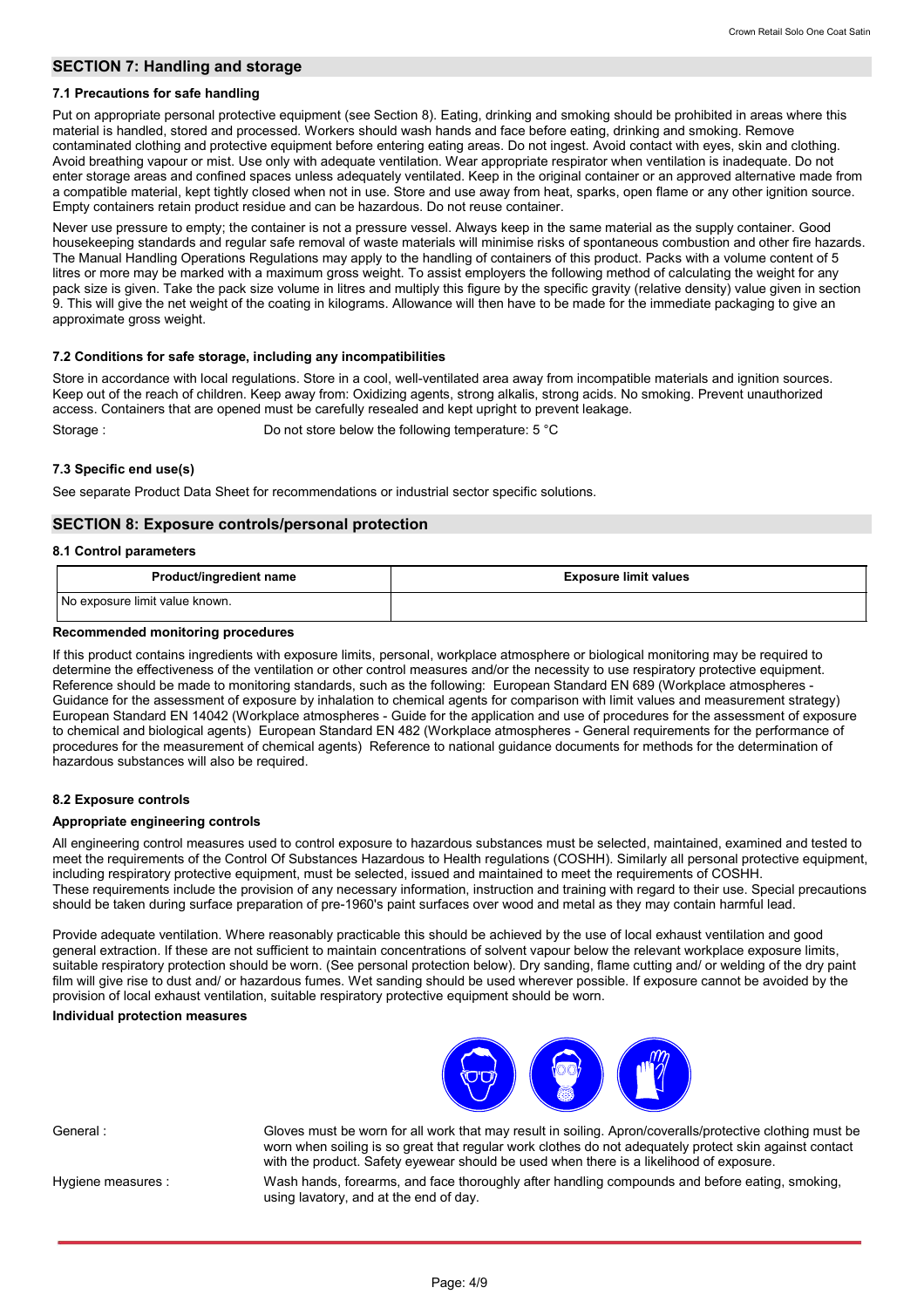## SECTION 7: Handling and storage

### 7.1 Precautions for safe handling

Put on appropriate personal protective equipment (see Section 8). Eating, drinking and smoking should be prohibited in areas where this material is handled, stored and processed. Workers should wash hands and face before eating, drinking and smoking. Remove contaminated clothing and protective equipment before entering eating areas. Do not ingest. Avoid contact with eyes, skin and clothing. Avoid breathing vapour or mist. Use only with adequate ventilation. Wear appropriate respirator when ventilation is inadequate. Do not enter storage areas and confined spaces unless adequately ventilated. Keep in the original container or an approved alternative made from a compatible material, kept tightly closed when not in use. Store and use away from heat, sparks, open flame or any other ignition source. Empty containers retain product residue and can be hazardous. Do not reuse container.

Never use pressure to empty; the container is not a pressure vessel. Always keep in the same material as the supply container. Good housekeeping standards and regular safe removal of waste materials will minimise risks of spontaneous combustion and other fire hazards. The Manual Handling Operations Regulations may apply to the handling of containers of this product. Packs with a volume content of 5 litres or more may be marked with a maximum gross weight. To assist employers the following method of calculating the weight for any pack size is given. Take the pack size volume in litres and multiply this figure by the specific gravity (relative density) value given in section 9. This will give the net weight of the coating in kilograms. Allowance will then have to be made for the immediate packaging to give an approximate gross weight.

### 7.2 Conditions for safe storage, including any incompatibilities

Store in accordance with local regulations. Store in a cool, well-ventilated area away from incompatible materials and ignition sources. Keep out of the reach of children. Keep away from: Oxidizing agents, strong alkalis, strong acids. No smoking. Prevent unauthorized access. Containers that are opened must be carefully resealed and kept upright to prevent leakage.

Storage : Do not store below the following temperature: 5 °C

### 7.3 Specific end use(s)

See separate Product Data Sheet for recommendations or industrial sector specific solutions.

## SECTION 8: Exposure controls/personal protection

### 8.1 Control parameters

| Product/ingredient name | Exposure limit values |
|---|---|
| No exposure limit value known. | |

**Recommended monitoring procedures**

If this product contains ingredients with exposure limits, personal, workplace atmosphere or biological monitoring may be required to determine the effectiveness of the ventilation or other control measures and/or the necessity to use respiratory protective equipment. Reference should be made to monitoring standards, such as the following: European Standard EN 689 (Workplace atmospheres - Guidance for the assessment of exposure by inhalation to chemical agents for comparison with limit values and measurement strategy) European Standard EN 14042 (Workplace atmospheres - Guide for the application and use of procedures for the assessment of exposure to chemical and biological agents) European Standard EN 482 (Workplace atmospheres - General requirements for the performance of procedures for the measurement of chemical agents) Reference to national guidance documents for methods for the determination of hazardous substances will also be required.

### 8.2 Exposure controls

**Appropriate engineering controls**

All engineering control measures used to control exposure to hazardous substances must be selected, maintained, examined and tested to meet the requirements of the Control Of Substances Hazardous to Health regulations (COSHH). Similarly all personal protective equipment, including respiratory protective equipment, must be selected, issued and maintained to meet the requirements of COSHH. These requirements include the provision of any necessary information, instruction and training with regard to their use. Special precautions should be taken during surface preparation of pre-1960's paint surfaces over wood and metal as they may contain harmful lead.

Provide adequate ventilation. Where reasonably practicable this should be achieved by the use of local exhaust ventilation and good general extraction. If these are not sufficient to maintain concentrations of solvent vapour below the relevant workplace exposure limits, suitable respiratory protection should be worn. (See personal protection below). Dry sanding, flame cutting and/ or welding of the dry paint film will give rise to dust and/ or hazardous fumes. Wet sanding should be used wherever possible. If exposure cannot be avoided by the provision of local exhaust ventilation, suitable respiratory protective equipment should be worn.

**Individual protection measures**

General : Gloves must be worn for all work that may result in soiling. Apron/coveralls/protective clothing must be worn when soiling is so great that regular work clothes do not adequately protect skin against contact with the product. Safety eyewear should be used when there is a likelihood of exposure.

Hygiene measures : Wash hands, forearms, and face thoroughly after handling compounds and before eating, smoking, using lavatory, and at the end of day.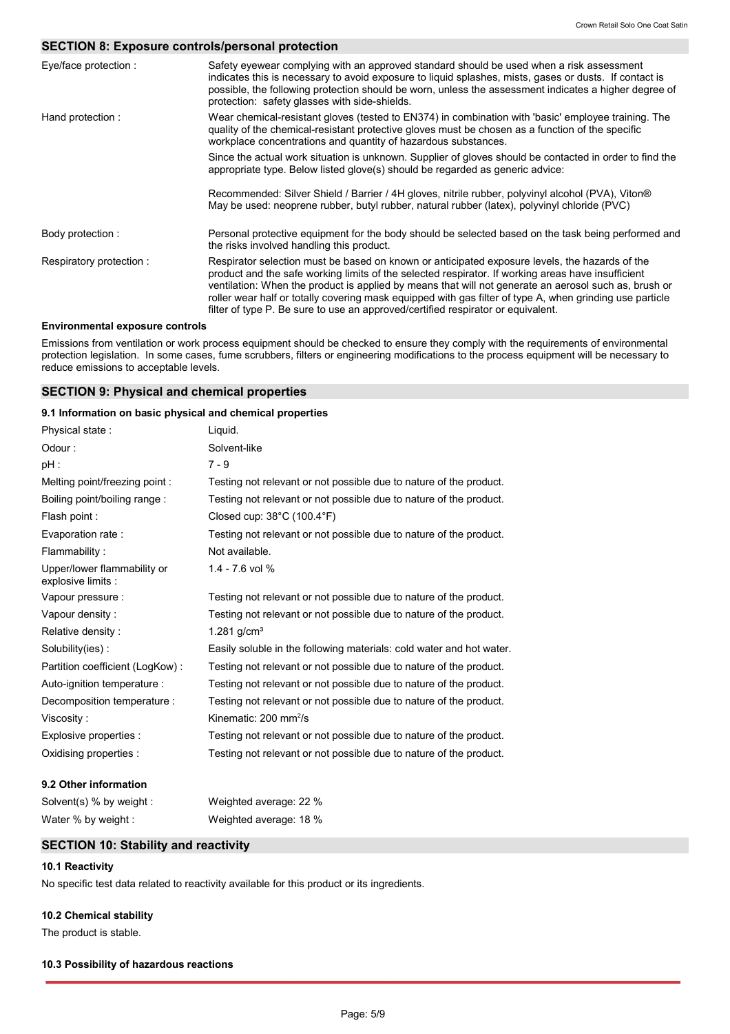## SECTION 8: Exposure controls/personal protection

| | |
|---|---|
| Eye/face protection : | Safety eyewear complying with an approved standard should be used when a risk assessment indicates this is necessary to avoid exposure to liquid splashes, mists, gases or dusts. If contact is possible, the following protection should be worn, unless the assessment indicates a higher degree of protection: safety glasses with side-shields. |
| Hand protection : | Wear chemical-resistant gloves (tested to EN374) in combination with 'basic' employee training. The quality of the chemical-resistant protective gloves must be chosen as a function of the specific workplace concentrations and quantity of hazardous substances. |
| | Since the actual work situation is unknown. Supplier of gloves should be contacted in order to find the appropriate type. Below listed glove(s) should be regarded as generic advice: |
| | Recommended: Silver Shield / Barrier / 4H gloves, nitrile rubber, polyvinyl alcohol (PVA), Viton® May be used: neoprene rubber, butyl rubber, natural rubber (latex), polyvinyl chloride (PVC) |
| Body protection : | Personal protective equipment for the body should be selected based on the task being performed and the risks involved handling this product. |
| Respiratory protection : | Respirator selection must be based on known or anticipated exposure levels, the hazards of the product and the safe working limits of the selected respirator. If working areas have insufficient ventilation: When the product is applied by means that will not generate an aerosol such as, brush or roller wear half or totally covering mask equipped with gas filter of type A, when grinding use particle filter of type P. Be sure to use an approved/certified respirator or equivalent. |

**Environmental exposure controls**

Emissions from ventilation or work process equipment should be checked to ensure they comply with the requirements of environmental protection legislation. In some cases, fume scrubbers, filters or engineering modifications to the process equipment will be necessary to reduce emissions to acceptable levels.

## SECTION 9: Physical and chemical properties

### 9.1 Information on basic physical and chemical properties

| | |
|---|---|
| Physical state : | Liquid. |
| Odour : | Solvent-like |
| pH : | 7 - 9 |
| Melting point/freezing point : | Testing not relevant or not possible due to nature of the product. |
| Boiling point/boiling range : | Testing not relevant or not possible due to nature of the product. |
| Flash point : | Closed cup: 38°C (100.4°F) |
| Evaporation rate : | Testing not relevant or not possible due to nature of the product. |
| Flammability : | Not available. |
| Upper/lower flammability or explosive limits : | 1.4 - 7.6 vol % |
| Vapour pressure : | Testing not relevant or not possible due to nature of the product. |
| Vapour density : | Testing not relevant or not possible due to nature of the product. |
| Relative density : | 1.281 g/cm³ |
| Solubility(ies) : | Easily soluble in the following materials: cold water and hot water. |
| Partition coefficient (LogKow) : | Testing not relevant or not possible due to nature of the product. |
| Auto-ignition temperature : | Testing not relevant or not possible due to nature of the product. |
| Decomposition temperature : | Testing not relevant or not possible due to nature of the product. |
| Viscosity : | Kinematic: 200 mm²/s |
| Explosive properties : | Testing not relevant or not possible due to nature of the product. |
| Oxidising properties : | Testing not relevant or not possible due to nature of the product. |

### 9.2 Other information

| | |
|---|---|
| Solvent(s) % by weight : | Weighted average: 22 % |
| Water % by weight : | Weighted average: 18 % |

## SECTION 10: Stability and reactivity

### 10.1 Reactivity

No specific test data related to reactivity available for this product or its ingredients.

### 10.2 Chemical stability

The product is stable.

### 10.3 Possibility of hazardous reactions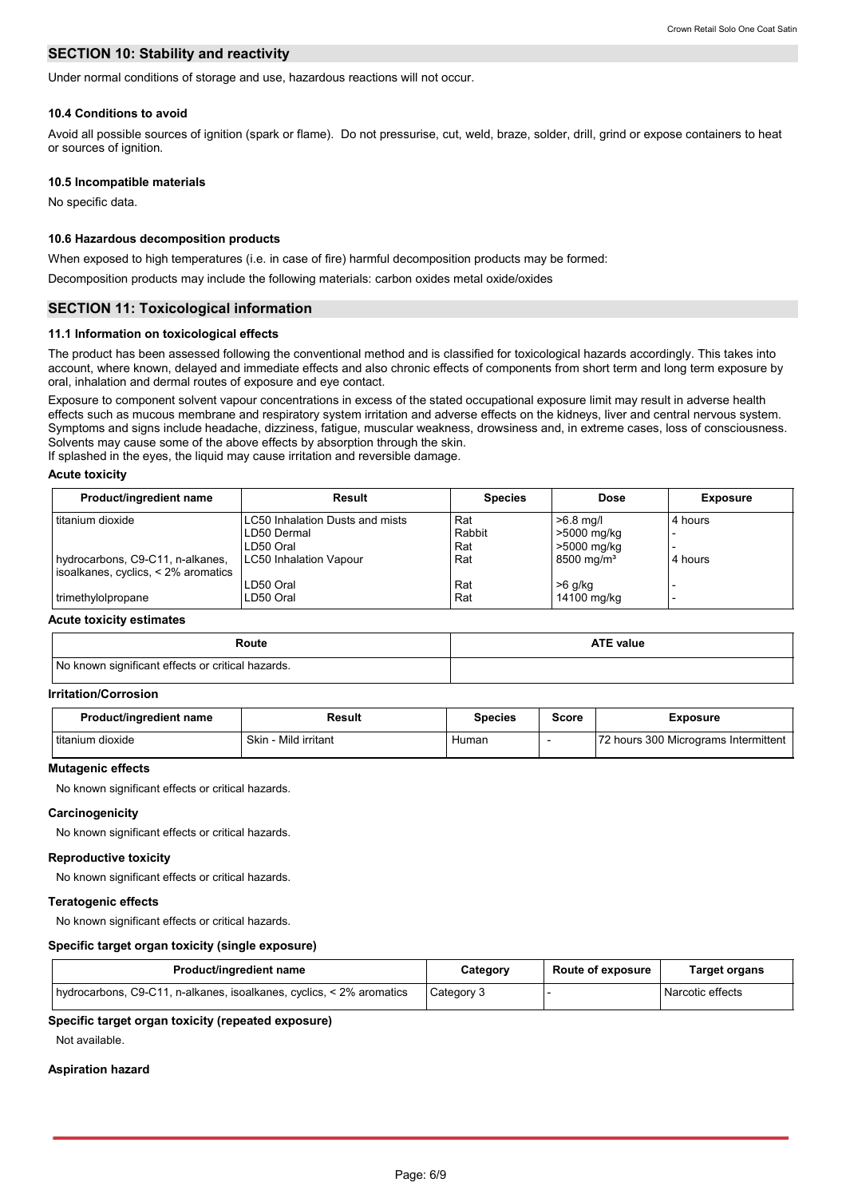## SECTION 10: Stability and reactivity

Under normal conditions of storage and use, hazardous reactions will not occur.

### 10.4 Conditions to avoid

Avoid all possible sources of ignition (spark or flame). Do not pressurise, cut, weld, braze, solder, drill, grind or expose containers to heat or sources of ignition.

### 10.5 Incompatible materials

No specific data.

### 10.6 Hazardous decomposition products

When exposed to high temperatures (i.e. in case of fire) harmful decomposition products may be formed:

Decomposition products may include the following materials: carbon oxides metal oxide/oxides

## SECTION 11: Toxicological information

### 11.1 Information on toxicological effects

The product has been assessed following the conventional method and is classified for toxicological hazards accordingly. This takes into account, where known, delayed and immediate effects and also chronic effects of components from short term and long term exposure by oral, inhalation and dermal routes of exposure and eye contact.

Exposure to component solvent vapour concentrations in excess of the stated occupational exposure limit may result in adverse health effects such as mucous membrane and respiratory system irritation and adverse effects on the kidneys, liver and central nervous system. Symptoms and signs include headache, dizziness, fatigue, muscular weakness, drowsiness and, in extreme cases, loss of consciousness. Solvents may cause some of the above effects by absorption through the skin.
If splashed in the eyes, the liquid may cause irritation and reversible damage.

#### Acute toxicity

| Product/ingredient name | Result | Species | Dose | Exposure |
|---|---|---|---|---|
| titanium dioxide | LC50 Inhalation Dusts and mists | Rat | >6.8 mg/l | 4 hours |
| | LD50 Dermal | Rabbit | >5000 mg/kg | - |
| | LD50 Oral | Rat | >5000 mg/kg | - |
| hydrocarbons, C9-C11, n-alkanes, isoalkanes, cyclics, < 2% aromatics | LC50 Inhalation Vapour | Rat | 8500 mg/m³ | 4 hours |
| | LD50 Oral | Rat | >6 g/kg | - |
| trimethylolpropane | LD50 Oral | Rat | 14100 mg/kg | - |

#### Acute toxicity estimates

| Route | ATE value |
|---|---|
| No known significant effects or critical hazards. | |

#### Irritation/Corrosion

| Product/ingredient name | Result | Species | Score | Exposure |
|---|---|---|---|---|
| titanium dioxide | Skin - Mild irritant | Human | - | 72 hours 300 Micrograms Intermittent |

#### Mutagenic effects

No known significant effects or critical hazards.

#### Carcinogenicity

No known significant effects or critical hazards.

#### Reproductive toxicity

No known significant effects or critical hazards.

#### Teratogenic effects

No known significant effects or critical hazards.

#### Specific target organ toxicity (single exposure)

| Product/ingredient name | Category | Route of exposure | Target organs |
|---|---|---|---|
| hydrocarbons, C9-C11, n-alkanes, isoalkanes, cyclics, < 2% aromatics | Category 3 | - | Narcotic effects |

#### Specific target organ toxicity (repeated exposure)

Not available.

#### Aspiration hazard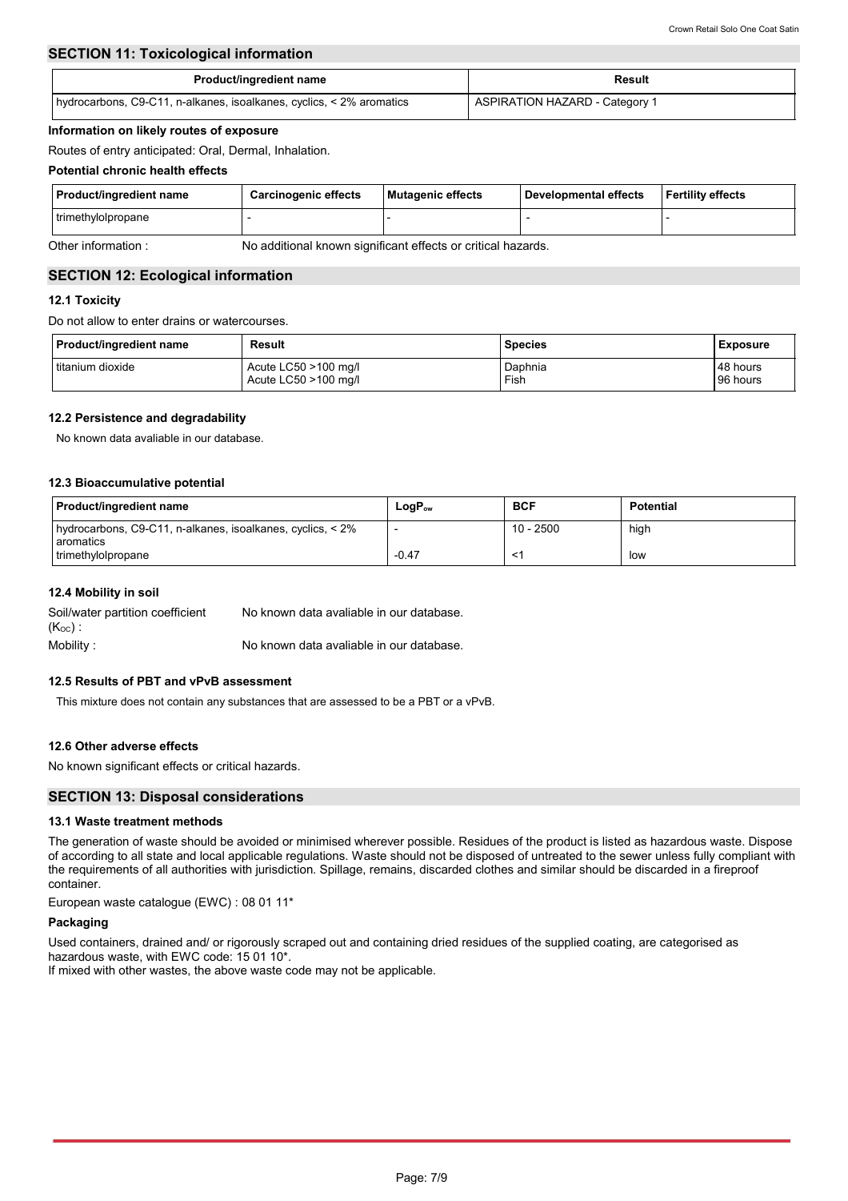## SECTION 11: Toxicological information

| Product/ingredient name | Result |
|---|---|
| hydrocarbons, C9-C11, n-alkanes, isoalkanes, cyclics, < 2% aromatics | ASPIRATION HAZARD - Category 1 |

**Information on likely routes of exposure**

Routes of entry anticipated: Oral, Dermal, Inhalation.

**Potential chronic health effects**

| Product/ingredient name | Carcinogenic effects | Mutagenic effects | Developmental effects | Fertility effects |
|---|---|---|---|---|
| trimethylolpropane | - | - | - | - |

Other information : No additional known significant effects or critical hazards.

## SECTION 12: Ecological information

### 12.1 Toxicity

Do not allow to enter drains or watercourses.

| Product/ingredient name | Result | Species | Exposure |
|---|---|---|---|
| titanium dioxide | Acute LC50 >100 mg/l<br>Acute LC50 >100 mg/l | Daphnia<br>Fish | 48 hours<br>96 hours |

### 12.2 Persistence and degradability

No known data avaliable in our database.

### 12.3 Bioaccumulative potential

| Product/ingredient name | $LogP_{ow}$ | BCF | Potential |
|---|---|---|---|
| hydrocarbons, C9-C11, n-alkanes, isoalkanes, cyclics, < 2% aromatics | - | 10 - 2500 | high |
| trimethylolpropane | -0.47 | <1 | low |

### 12.4 Mobility in soil

Soil/water partition coefficient ($K_{OC}$) : No known data avaliable in our database.

Mobility : No known data avaliable in our database.

### 12.5 Results of PBT and vPvB assessment

This mixture does not contain any substances that are assessed to be a PBT or a vPvB.

### 12.6 Other adverse effects

No known significant effects or critical hazards.

## SECTION 13: Disposal considerations

### 13.1 Waste treatment methods

The generation of waste should be avoided or minimised wherever possible. Residues of the product is listed as hazardous waste. Dispose of according to all state and local applicable regulations. Waste should not be disposed of untreated to the sewer unless fully compliant with the requirements of all authorities with jurisdiction. Spillage, remains, discarded clothes and similar should be discarded in a fireproof container.

European waste catalogue (EWC) : 08 01 11*

**Packaging**

Used containers, drained and/ or rigorously scraped out and containing dried residues of the supplied coating, are categorised as hazardous waste, with EWC code: 15 01 10*.
If mixed with other wastes, the above waste code may not be applicable.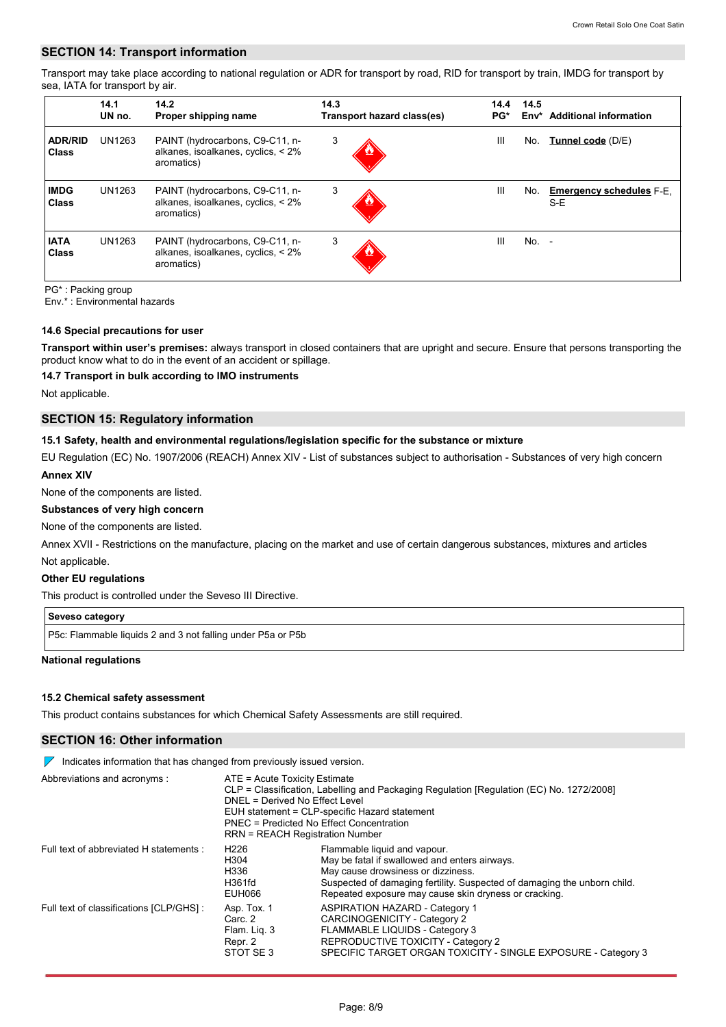## SECTION 14: Transport information

Transport may take place according to national regulation or ADR for transport by road, RID for transport by train, IMDG for transport by sea, IATA for transport by air.

| | 14.1 UN no. | 14.2 Proper shipping name | 14.3 Transport hazard class(es) | 14.4 PG* | 14.5 Env* | Additional information |
|---|---|---|---|---|---|---|
| **ADR/RID Class** | UN1263 | PAINT (hydrocarbons, C9-C11, n-alkanes, isoalkanes, cyclics, < 2% aromatics) | 3 | III | No. | **Tunnel code** (D/E) |
| **IMDG Class** | UN1263 | PAINT (hydrocarbons, C9-C11, n-alkanes, isoalkanes, cyclics, < 2% aromatics) | 3 | III | No. | **Emergency schedules** F-E, S-E |
| **IATA Class** | UN1263 | PAINT (hydrocarbons, C9-C11, n-alkanes, isoalkanes, cyclics, < 2% aromatics) | 3 | III | No. | - |

PG* : Packing group
Env.* : Environmental hazards

### 14.6 Special precautions for user

**Transport within user's premises:** always transport in closed containers that are upright and secure. Ensure that persons transporting the product know what to do in the event of an accident or spillage.

### 14.7 Transport in bulk according to IMO instruments

Not applicable.

## SECTION 15: Regulatory information

### 15.1 Safety, health and environmental regulations/legislation specific for the substance or mixture

EU Regulation (EC) No. 1907/2006 (REACH) Annex XIV - List of substances subject to authorisation - Substances of very high concern

**Annex XIV**

None of the components are listed.

**Substances of very high concern**

None of the components are listed.

Annex XVII - Restrictions on the manufacture, placing on the market and use of certain dangerous substances, mixtures and articles

Not applicable.

**Other EU regulations**

This product is controlled under the Seveso III Directive.

| Seveso category |
|---|
| P5c: Flammable liquids 2 and 3 not falling under P5a or P5b |

**National regulations**

### 15.2 Chemical safety assessment

This product contains substances for which Chemical Safety Assessments are still required.

## SECTION 16: Other information

Indicates information that has changed from previously issued version.

Abbreviations and acronyms :
- ATE = Acute Toxicity Estimate
- CLP = Classification, Labelling and Packaging Regulation [Regulation (EC) No. 1272/2008]
- DNEL = Derived No Effect Level
- EUH statement = CLP-specific Hazard statement
- PNEC = Predicted No Effect Concentration
- RRN = REACH Registration Number

Full text of abbreviated H statements :

| | |
|---|---|
| H226 | Flammable liquid and vapour. |
| H304 | May be fatal if swallowed and enters airways. |
| H336 | May cause drowsiness or dizziness. |
| H361fd | Suspected of damaging fertility. Suspected of damaging the unborn child. |
| EUH066 | Repeated exposure may cause skin dryness or cracking. |

Full text of classifications [CLP/GHS] :

| | |
|---|---|
| Asp. Tox. 1 | ASPIRATION HAZARD - Category 1 |
| Carc. 2 | CARCINOGENICITY - Category 2 |
| Flam. Liq. 3 | FLAMMABLE LIQUIDS - Category 3 |
| Repr. 2 | REPRODUCTIVE TOXICITY - Category 2 |
| STOT SE 3 | SPECIFIC TARGET ORGAN TOXICITY - SINGLE EXPOSURE - Category 3 |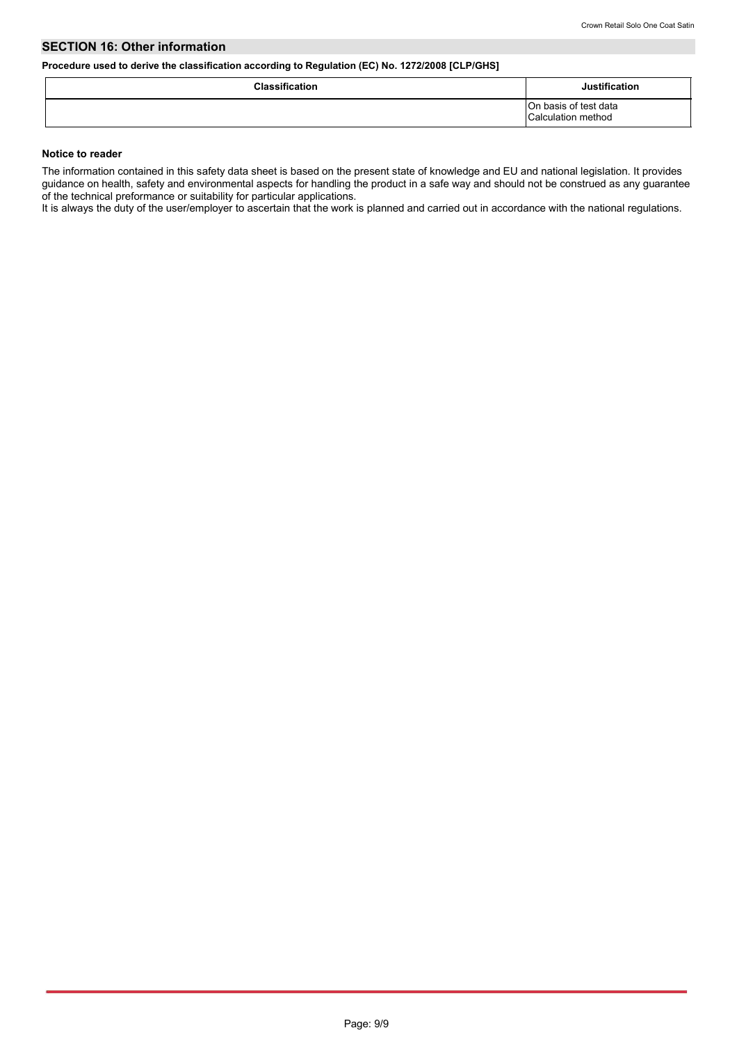## SECTION 16: Other information

**Procedure used to derive the classification according to Regulation (EC) No. 1272/2008 [CLP/GHS]**

| Classification | Justification |
| --- | --- |
| | On basis of test data<br>Calculation method |

**Notice to reader**

The information contained in this safety data sheet is based on the present state of knowledge and EU and national legislation. It provides guidance on health, safety and environmental aspects for handling the product in a safe way and should not be construed as any guarantee of the technical preformance or suitability for particular applications.
It is always the duty of the user/employer to ascertain that the work is planned and carried out in accordance with the national regulations.